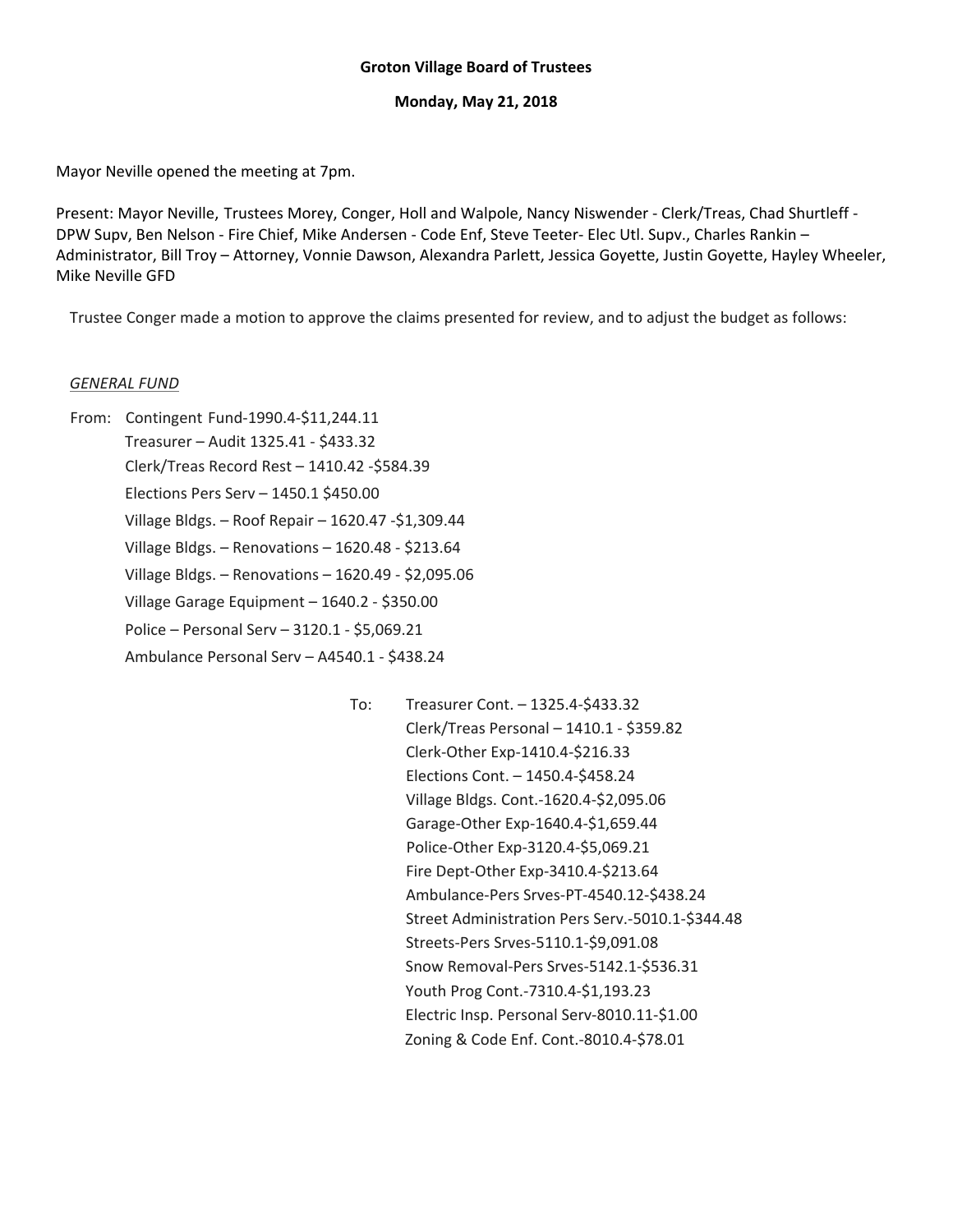**Groton Village Board of Trustees**

**Monday, May 21, 2018**

Mayor Neville opened the meeting at 7pm.

Present: Mayor Neville, Trustees Morey, Conger, Holl and Walpole, Nancy Niswender - Clerk/Treas, Chad Shurtleff - DPW Supv, Ben Nelson - Fire Chief, Mike Andersen - Code Enf, Steve Teeter- Elec Utl. Supv., Charles Rankin – Administrator, Bill Troy – Attorney, Vonnie Dawson, Alexandra Parlett, Jessica Goyette, Justin Goyette, Hayley Wheeler, Mike Neville GFD

Trustee Conger made a motion to approve the claims presented for review, and to adjust the budget as follows:

*GENERAL FUND*

From:
- Contingent Fund-1990.4-$11,244.11
- Treasurer – Audit 1325.41 - $433.32
- Clerk/Treas Record Rest – 1410.42 -$584.39
- Elections Pers Serv – 1450.1 $450.00
- Village Bldgs. – Roof Repair – 1620.47 -$1,309.44
- Village Bldgs. – Renovations – 1620.48 - $213.64
- Village Bldgs. – Renovations – 1620.49 - $2,095.06
- Village Garage Equipment – 1640.2 - $350.00
- Police – Personal Serv – 3120.1 - $5,069.21
- Ambulance Personal Serv – A4540.1 - $438.24

To:
- Treasurer Cont. – 1325.4-$433.32
- Clerk/Treas Personal – 1410.1 - $359.82
- Clerk-Other Exp-1410.4-$216.33
- Elections Cont. – 1450.4-$458.24
- Village Bldgs. Cont.-1620.4-$2,095.06
- Garage-Other Exp-1640.4-$1,659.44
- Police-Other Exp-3120.4-$5,069.21
- Fire Dept-Other Exp-3410.4-$213.64
- Ambulance-Pers Srves-PT-4540.12-$438.24
- Street Administration Pers Serv.-5010.1-$344.48
- Streets-Pers Srves-5110.1-$9,091.08
- Snow Removal-Pers Srves-5142.1-$536.31
- Youth Prog Cont.-7310.4-$1,193.23
- Electric Insp. Personal Serv-8010.11-$1.00
- Zoning & Code Enf. Cont.-8010.4-$78.01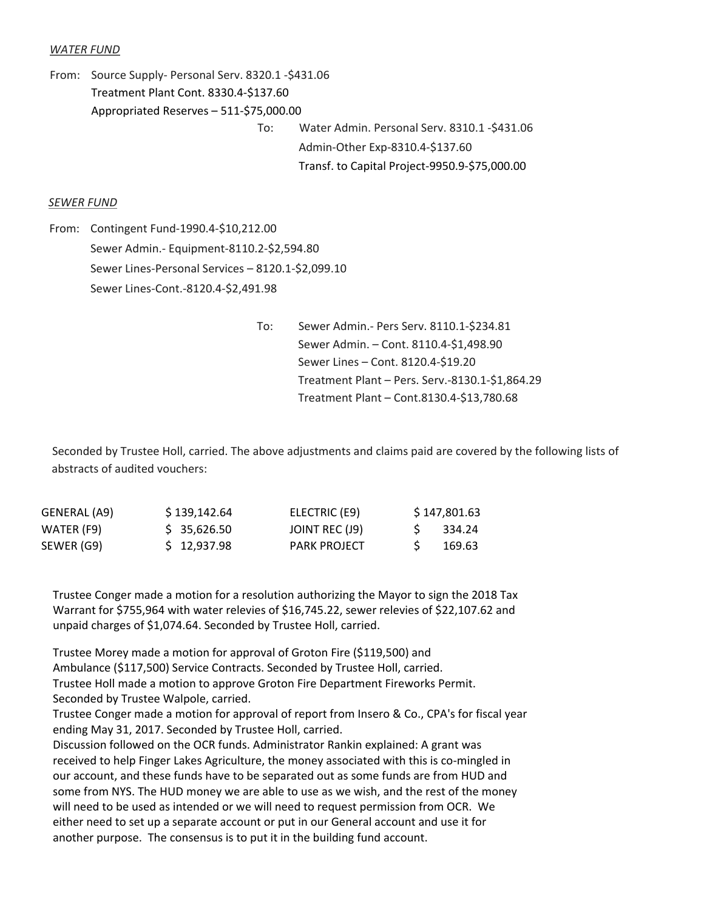*WATER FUND*

From: Source Supply- Personal Serv. 8320.1 -$431.06
Treatment Plant Cont. 8330.4-$137.60
Appropriated Reserves – 511-$75,000.00

To: Water Admin. Personal Serv. 8310.1 -$431.06
Admin-Other Exp-8310.4-$137.60
Transf. to Capital Project-9950.9-$75,000.00

*SEWER FUND*

From: Contingent Fund-1990.4-$10,212.00
Sewer Admin.- Equipment-8110.2-$2,594.80
Sewer Lines-Personal Services – 8120.1-$2,099.10
Sewer Lines-Cont.-8120.4-$2,491.98

To: Sewer Admin.- Pers Serv. 8110.1-$234.81
Sewer Admin. – Cont. 8110.4-$1,498.90
Sewer Lines – Cont. 8120.4-$19.20
Treatment Plant – Pers. Serv.-8130.1-$1,864.29
Treatment Plant – Cont.8130.4-$13,780.68

Seconded by Trustee Holl, carried. The above adjustments and claims paid are covered by the following lists of abstracts of audited vouchers:

| | | | |
|---|---|---|---|
| GENERAL (A9) | $ 139,142.64 | ELECTRIC (E9) | $ 147,801.63 |
| WATER (F9) | $ 35,626.50 | JOINT REC (J9) | $ 334.24 |
| SEWER (G9) | $ 12,937.98 | PARK PROJECT | $ 169.63 |

Trustee Conger made a motion for a resolution authorizing the Mayor to sign the 2018 Tax Warrant for $755,964 with water relevies of $16,745.22, sewer relevies of $22,107.62 and unpaid charges of $1,074.64. Seconded by Trustee Holl, carried.

Trustee Morey made a motion for approval of Groton Fire ($119,500) and Ambulance ($117,500) Service Contracts. Seconded by Trustee Holl, carried.
Trustee Holl made a motion to approve Groton Fire Department Fireworks Permit. Seconded by Trustee Walpole, carried.
Trustee Conger made a motion for approval of report from Insero & Co., CPA's for fiscal year ending May 31, 2017. Seconded by Trustee Holl, carried.
Discussion followed on the OCR funds. Administrator Rankin explained: A grant was received to help Finger Lakes Agriculture, the money associated with this is co-mingled in our account, and these funds have to be separated out as some funds are from HUD and some from NYS. The HUD money we are able to use as we wish, and the rest of the money will need to be used as intended or we will need to request permission from OCR. We either need to set up a separate account or put in our General account and use it for another purpose. The consensus is to put it in the building fund account.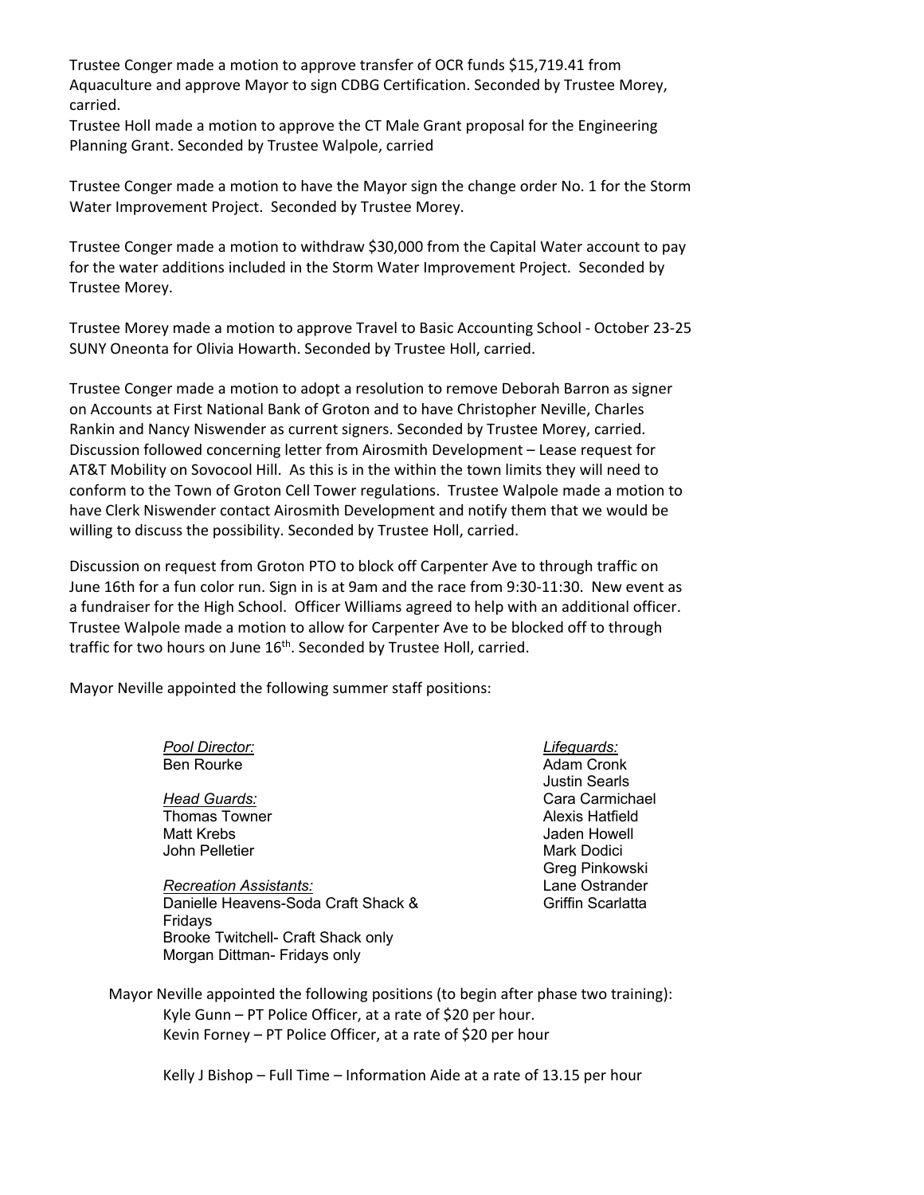Trustee Conger made a motion to approve transfer of OCR funds $15,719.41 from Aquaculture and approve Mayor to sign CDBG Certification. Seconded by Trustee Morey, carried.

Trustee Holl made a motion to approve the CT Male Grant proposal for the Engineering Planning Grant. Seconded by Trustee Walpole, carried

Trustee Conger made a motion to have the Mayor sign the change order No. 1 for the Storm Water Improvement Project. Seconded by Trustee Morey.

Trustee Conger made a motion to withdraw $30,000 from the Capital Water account to pay for the water additions included in the Storm Water Improvement Project. Seconded by Trustee Morey.

Trustee Morey made a motion to approve Travel to Basic Accounting School - October 23-25 SUNY Oneonta for Olivia Howarth. Seconded by Trustee Holl, carried.

Trustee Conger made a motion to adopt a resolution to remove Deborah Barron as signer on Accounts at First National Bank of Groton and to have Christopher Neville, Charles Rankin and Nancy Niswender as current signers. Seconded by Trustee Morey, carried. Discussion followed concerning letter from Airosmith Development – Lease request for AT&T Mobility on Sovocool Hill. As this is in the within the town limits they will need to conform to the Town of Groton Cell Tower regulations. Trustee Walpole made a motion to have Clerk Niswender contact Airosmith Development and notify them that we would be willing to discuss the possibility. Seconded by Trustee Holl, carried.

Discussion on request from Groton PTO to block off Carpenter Ave to through traffic on June 16th for a fun color run. Sign in is at 9am and the race from 9:30-11:30. New event as a fundraiser for the High School. Officer Williams agreed to help with an additional officer. Trustee Walpole made a motion to allow for Carpenter Ave to be blocked off to through traffic for two hours on June 16th. Seconded by Trustee Holl, carried.

Mayor Neville appointed the following summer staff positions:

*Pool Director:*
Ben Rourke

*Head Guards:*
Thomas Towner
Matt Krebs
John Pelletier

*Recreation Assistants:*
Danielle Heavens-Soda Craft Shack & Fridays
Brooke Twitchell- Craft Shack only
Morgan Dittman- Fridays only

*Lifeguards:*
Adam Cronk
Justin Searls
Cara Carmichael
Alexis Hatfield
Jaden Howell
Mark Dodici
Greg Pinkowski
Lane Ostrander
Griffin Scarlatta

Mayor Neville appointed the following positions (to begin after phase two training):

Kyle Gunn – PT Police Officer, at a rate of $20 per hour.
Kevin Forney – PT Police Officer, at a rate of $20 per hour

Kelly J Bishop – Full Time – Information Aide at a rate of 13.15 per hour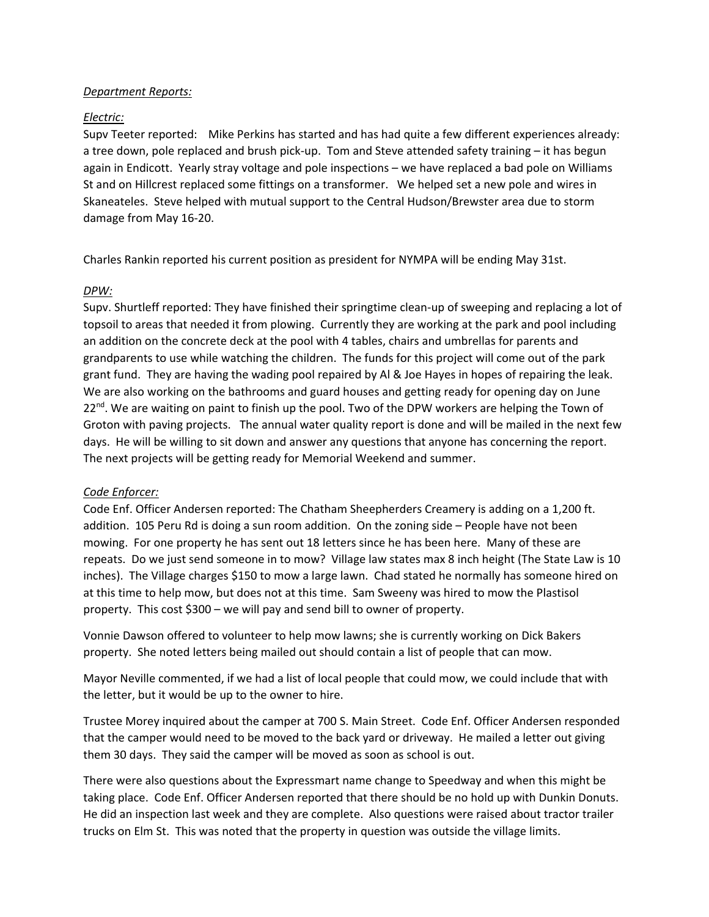*Department Reports:*

*Electric:*

Supv Teeter reported: Mike Perkins has started and has had quite a few different experiences already: a tree down, pole replaced and brush pick-up. Tom and Steve attended safety training – it has begun again in Endicott. Yearly stray voltage and pole inspections – we have replaced a bad pole on Williams St and on Hillcrest replaced some fittings on a transformer. We helped set a new pole and wires in Skaneateles. Steve helped with mutual support to the Central Hudson/Brewster area due to storm damage from May 16-20.

Charles Rankin reported his current position as president for NYMPA will be ending May 31st.

*DPW:*

Supv. Shurtleff reported: They have finished their springtime clean-up of sweeping and replacing a lot of topsoil to areas that needed it from plowing. Currently they are working at the park and pool including an addition on the concrete deck at the pool with 4 tables, chairs and umbrellas for parents and grandparents to use while watching the children. The funds for this project will come out of the park grant fund. They are having the wading pool repaired by Al & Joe Hayes in hopes of repairing the leak. We are also working on the bathrooms and guard houses and getting ready for opening day on June 22nd. We are waiting on paint to finish up the pool. Two of the DPW workers are helping the Town of Groton with paving projects. The annual water quality report is done and will be mailed in the next few days. He will be willing to sit down and answer any questions that anyone has concerning the report. The next projects will be getting ready for Memorial Weekend and summer.

*Code Enforcer:*

Code Enf. Officer Andersen reported: The Chatham Sheepherders Creamery is adding on a 1,200 ft. addition. 105 Peru Rd is doing a sun room addition. On the zoning side – People have not been mowing. For one property he has sent out 18 letters since he has been here. Many of these are repeats. Do we just send someone in to mow? Village law states max 8 inch height (The State Law is 10 inches). The Village charges $150 to mow a large lawn. Chad stated he normally has someone hired on at this time to help mow, but does not at this time. Sam Sweeny was hired to mow the Plastisol property. This cost $300 – we will pay and send bill to owner of property.

Vonnie Dawson offered to volunteer to help mow lawns; she is currently working on Dick Bakers property. She noted letters being mailed out should contain a list of people that can mow.

Mayor Neville commented, if we had a list of local people that could mow, we could include that with the letter, but it would be up to the owner to hire.

Trustee Morey inquired about the camper at 700 S. Main Street. Code Enf. Officer Andersen responded that the camper would need to be moved to the back yard or driveway. He mailed a letter out giving them 30 days. They said the camper will be moved as soon as school is out.

There were also questions about the Expressmart name change to Speedway and when this might be taking place. Code Enf. Officer Andersen reported that there should be no hold up with Dunkin Donuts. He did an inspection last week and they are complete. Also questions were raised about tractor trailer trucks on Elm St. This was noted that the property in question was outside the village limits.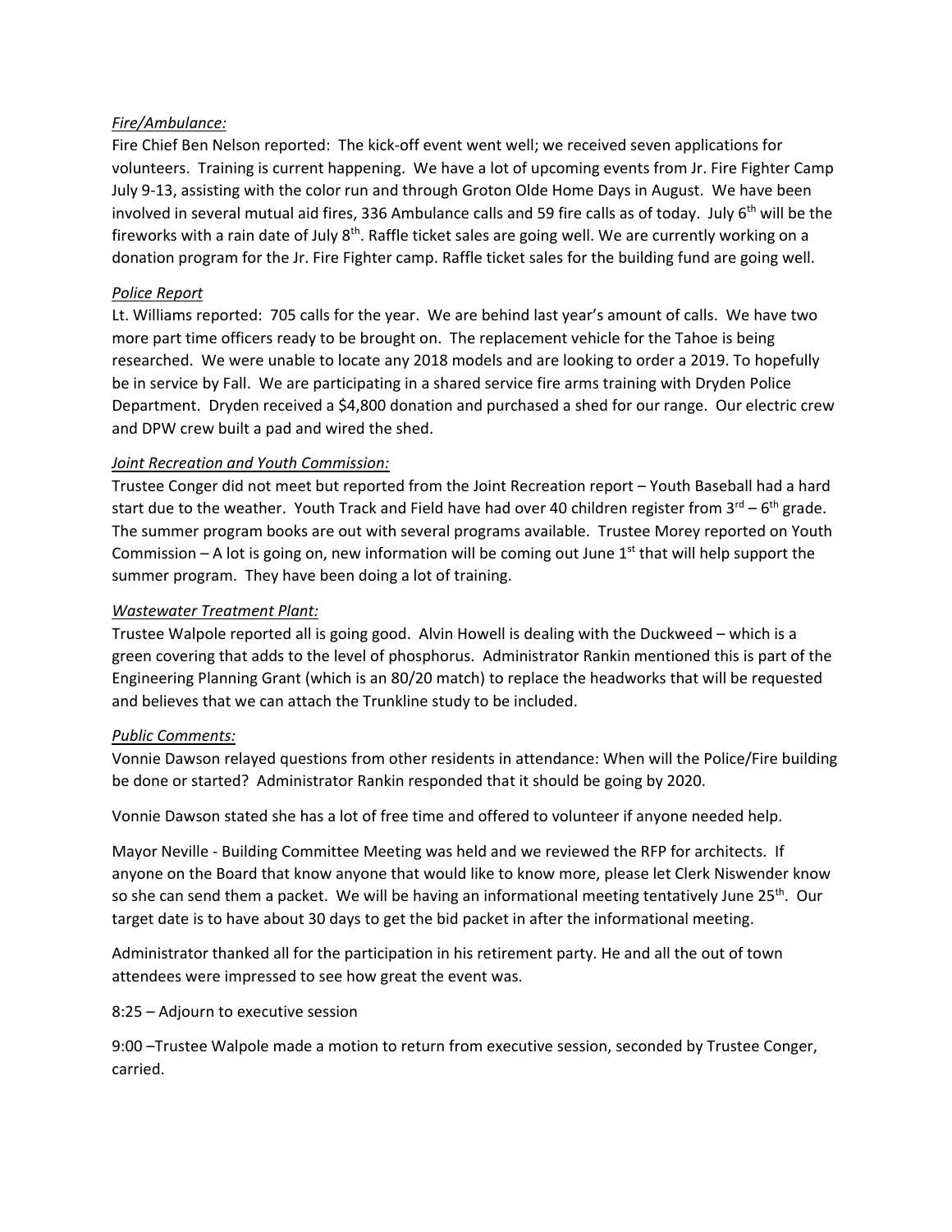*Fire/Ambulance:*

Fire Chief Ben Nelson reported: The kick-off event went well; we received seven applications for volunteers. Training is current happening. We have a lot of upcoming events from Jr. Fire Fighter Camp July 9-13, assisting with the color run and through Groton Olde Home Days in August. We have been involved in several mutual aid fires, 336 Ambulance calls and 59 fire calls as of today. July 6th will be the fireworks with a rain date of July 8th. Raffle ticket sales are going well. We are currently working on a donation program for the Jr. Fire Fighter camp. Raffle ticket sales for the building fund are going well.

*Police Report*

Lt. Williams reported: 705 calls for the year. We are behind last year's amount of calls. We have two more part time officers ready to be brought on. The replacement vehicle for the Tahoe is being researched. We were unable to locate any 2018 models and are looking to order a 2019. To hopefully be in service by Fall. We are participating in a shared service fire arms training with Dryden Police Department. Dryden received a $4,800 donation and purchased a shed for our range. Our electric crew and DPW crew built a pad and wired the shed.

*Joint Recreation and Youth Commission:*

Trustee Conger did not meet but reported from the Joint Recreation report – Youth Baseball had a hard start due to the weather. Youth Track and Field have had over 40 children register from 3rd – 6th grade. The summer program books are out with several programs available. Trustee Morey reported on Youth Commission – A lot is going on, new information will be coming out June 1st that will help support the summer program. They have been doing a lot of training.

*Wastewater Treatment Plant:*

Trustee Walpole reported all is going good. Alvin Howell is dealing with the Duckweed – which is a green covering that adds to the level of phosphorus. Administrator Rankin mentioned this is part of the Engineering Planning Grant (which is an 80/20 match) to replace the headworks that will be requested and believes that we can attach the Trunkline study to be included.

*Public Comments:*

Vonnie Dawson relayed questions from other residents in attendance: When will the Police/Fire building be done or started? Administrator Rankin responded that it should be going by 2020.

Vonnie Dawson stated she has a lot of free time and offered to volunteer if anyone needed help.

Mayor Neville - Building Committee Meeting was held and we reviewed the RFP for architects. If anyone on the Board that know anyone that would like to know more, please let Clerk Niswender know so she can send them a packet. We will be having an informational meeting tentatively June 25th. Our target date is to have about 30 days to get the bid packet in after the informational meeting.

Administrator thanked all for the participation in his retirement party. He and all the out of town attendees were impressed to see how great the event was.

8:25 – Adjourn to executive session

9:00 –Trustee Walpole made a motion to return from executive session, seconded by Trustee Conger, carried.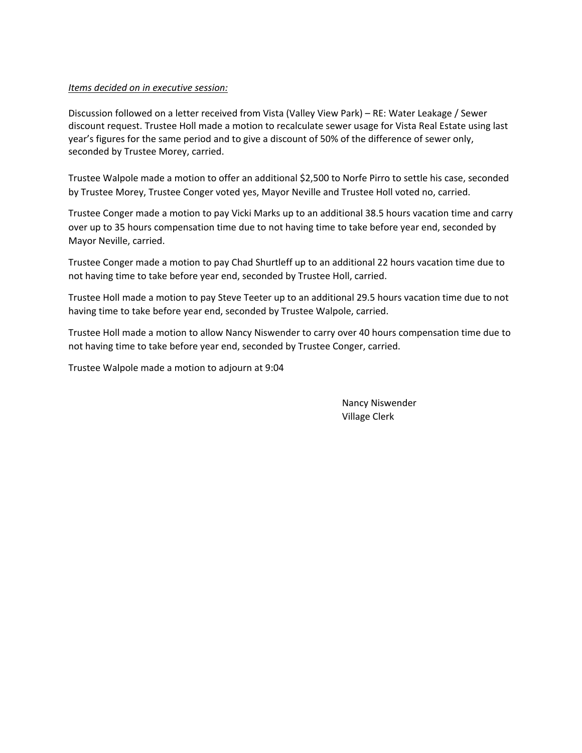*Items decided on in executive session:*

Discussion followed on a letter received from Vista (Valley View Park) – RE: Water Leakage / Sewer discount request. Trustee Holl made a motion to recalculate sewer usage for Vista Real Estate using last year's figures for the same period and to give a discount of 50% of the difference of sewer only, seconded by Trustee Morey, carried.

Trustee Walpole made a motion to offer an additional $2,500 to Norfe Pirro to settle his case, seconded by Trustee Morey, Trustee Conger voted yes, Mayor Neville and Trustee Holl voted no, carried.

Trustee Conger made a motion to pay Vicki Marks up to an additional 38.5 hours vacation time and carry over up to 35 hours compensation time due to not having time to take before year end, seconded by Mayor Neville, carried.

Trustee Conger made a motion to pay Chad Shurtleff up to an additional 22 hours vacation time due to not having time to take before year end, seconded by Trustee Holl, carried.

Trustee Holl made a motion to pay Steve Teeter up to an additional 29.5 hours vacation time due to not having time to take before year end, seconded by Trustee Walpole, carried.

Trustee Holl made a motion to allow Nancy Niswender to carry over 40 hours compensation time due to not having time to take before year end, seconded by Trustee Conger, carried.

Trustee Walpole made a motion to adjourn at 9:04

Nancy Niswender
Village Clerk